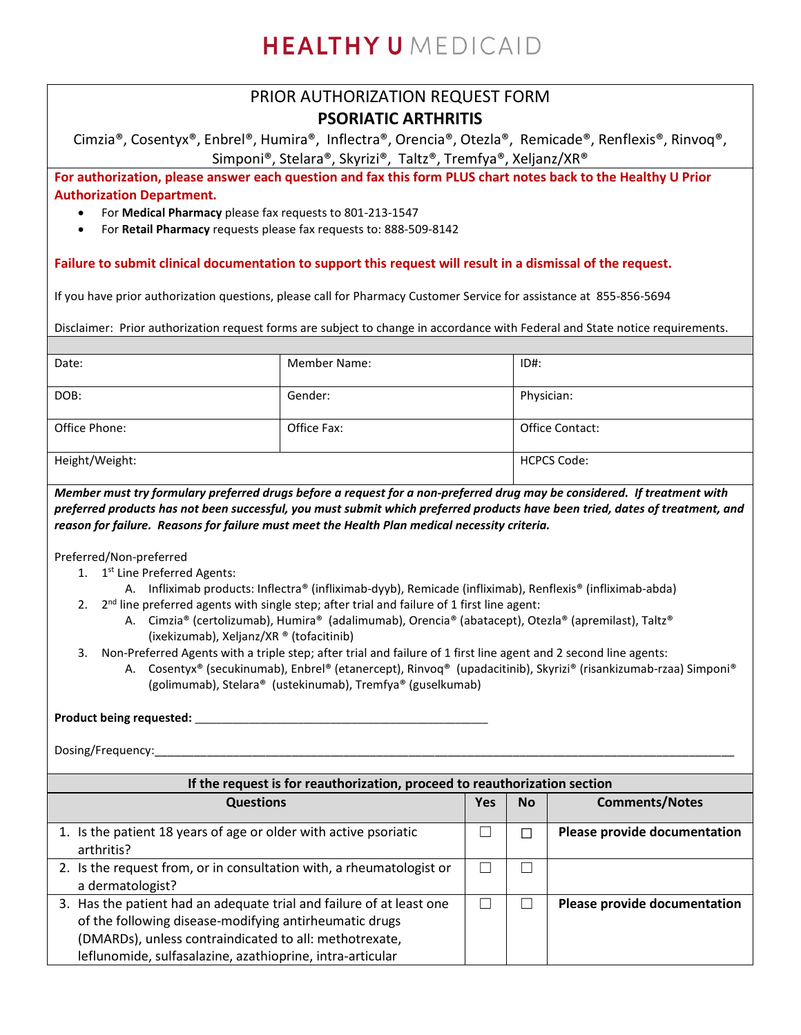# HEALTHY U MEDICAID

## PRIOR AUTHORIZATION REQUEST FORM
## PSORIATIC ARTHRITIS

Cimzia®, Cosentyx®, Enbrel®, Humira®, Inflectra®, Orencia®, Otezla®, Remicade®, Renflexis®, Rinvoq®, Simponi®, Stelara®, Skyrizi®, Taltz®, Tremfya®, Xeljanz/XR®

**For authorization, please answer each question and fax this form PLUS chart notes back to the Healthy U Prior Authorization Department.**

- For **Medical Pharmacy** please fax requests to 801-213-1547
- For **Retail Pharmacy** requests please fax requests to: 888-509-8142

**Failure to submit clinical documentation to support this request will result in a dismissal of the request.**

If you have prior authorization questions, please call for Pharmacy Customer Service for assistance at 855-856-5694

Disclaimer: Prior authorization request forms are subject to change in accordance with Federal and State notice requirements.

| Date: | Member Name: | ID#: |
|---|---|---|
| DOB: | Gender: | Physician: |
| Office Phone: | Office Fax: | Office Contact: |
| Height/Weight: | | HCPCS Code: |

***Member must try formulary preferred drugs before a request for a non-preferred drug may be considered. If treatment with preferred products has not been successful, you must submit which preferred products have been tried, dates of treatment, and reason for failure. Reasons for failure must meet the Health Plan medical necessity criteria.***

Preferred/Non-preferred

1. 1st Line Preferred Agents:
   A. Infliximab products: Inflectra® (infliximab-dyyb), Remicade (infliximab), Renflexis® (infliximab-abda)
2. 2nd line preferred agents with single step; after trial and failure of 1 first line agent:
   A. Cimzia® (certolizumab), Humira® (adalimumab), Orencia® (abatacept), Otezla® (apremilast), Taltz® (ixekizumab), Xeljanz/XR ® (tofacitinib)
3. Non-Preferred Agents with a triple step; after trial and failure of 1 first line agent and 2 second line agents:
   A. Cosentyx® (secukinumab), Enbrel® (etanercept), Rinvoq® (upadacitinib), Skyrizi® (risankizumab-rzaa) Simponi® (golimumab), Stelara® (ustekinumab), Tremfya® (guselkumab)

**Product being requested:** ______________________________________________

Dosing/Frequency:___________________________________________________________________________________________

**If the request is for reauthorization, proceed to reauthorization section**

| Questions | Yes | No | Comments/Notes |
|---|---|---|---|
| 1. Is the patient 18 years of age or older with active psoriatic arthritis? | ☐ | ☐ | **Please provide documentation** |
| 2. Is the request from, or in consultation with, a rheumatologist or a dermatologist? | ☐ | ☐ | |
| 3. Has the patient had an adequate trial and failure of at least one of the following disease-modifying antirheumatic drugs (DMARDs), unless contraindicated to all: methotrexate, leflunomide, sulfasalazine, azathioprine, intra-articular | ☐ | ☐ | **Please provide documentation** |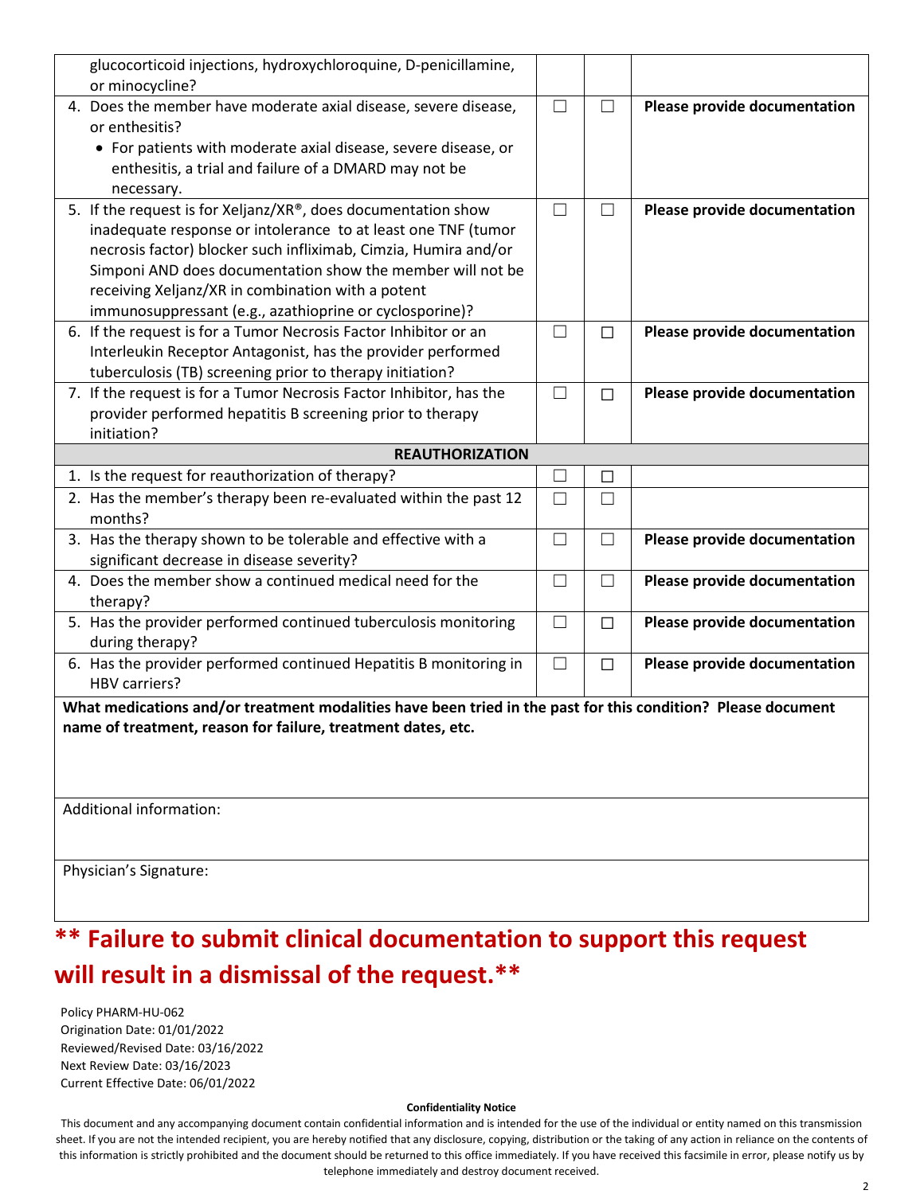| | | | |
|---|---|---|---|
| glucocorticoid injections, hydroxychloroquine, D-penicillamine, or minocycline? | ☐ | ☐ | |
| 4. Does the member have moderate axial disease, severe disease, or enthesitis?<br>• For patients with moderate axial disease, severe disease, or enthesitis, a trial and failure of a DMARD may not be necessary. | ☐ | ☐ | **Please provide documentation** |
| 5. If the request is for Xeljanz/XR®, does documentation show inadequate response or intolerance to at least one TNF (tumor necrosis factor) blocker such infliximab, Cimzia, Humira and/or Simponi AND does documentation show the member will not be receiving Xeljanz/XR in combination with a potent immunosuppressant (e.g., azathioprine or cyclosporine)? | ☐ | ☐ | **Please provide documentation** |
| 6. If the request is for a Tumor Necrosis Factor Inhibitor or an Interleukin Receptor Antagonist, has the provider performed tuberculosis (TB) screening prior to therapy initiation? | ☐ | ☐ | **Please provide documentation** |
| 7. If the request is for a Tumor Necrosis Factor Inhibitor, has the provider performed hepatitis B screening prior to therapy initiation? | ☐ | ☐ | **Please provide documentation** |
| **REAUTHORIZATION** | | | |
| 1. Is the request for reauthorization of therapy? | ☐ | ☐ | |
| 2. Has the member's therapy been re-evaluated within the past 12 months? | ☐ | ☐ | |
| 3. Has the therapy shown to be tolerable and effective with a significant decrease in disease severity? | ☐ | ☐ | **Please provide documentation** |
| 4. Does the member show a continued medical need for the therapy? | ☐ | ☐ | **Please provide documentation** |
| 5. Has the provider performed continued tuberculosis monitoring during therapy? | ☐ | ☐ | **Please provide documentation** |
| 6. Has the provider performed continued Hepatitis B monitoring in HBV carriers? | ☐ | ☐ | **Please provide documentation** |

**What medications and/or treatment modalities have been tried in the past for this condition? Please document name of treatment, reason for failure, treatment dates, etc.**

Additional information:

Physician's Signature:

## ** Failure to submit clinical documentation to support this request will result in a dismissal of the request.**

Policy PHARM-HU-062
Origination Date: 01/01/2022
Reviewed/Revised Date: 03/16/2022
Next Review Date: 03/16/2023
Current Effective Date: 06/01/2022

**Confidentiality Notice**

This document and any accompanying document contain confidential information and is intended for the use of the individual or entity named on this transmission sheet. If you are not the intended recipient, you are hereby notified that any disclosure, copying, distribution or the taking of any action in reliance on the contents of this information is strictly prohibited and the document should be returned to this office immediately. If you have received this facsimile in error, please notify us by telephone immediately and destroy document received.